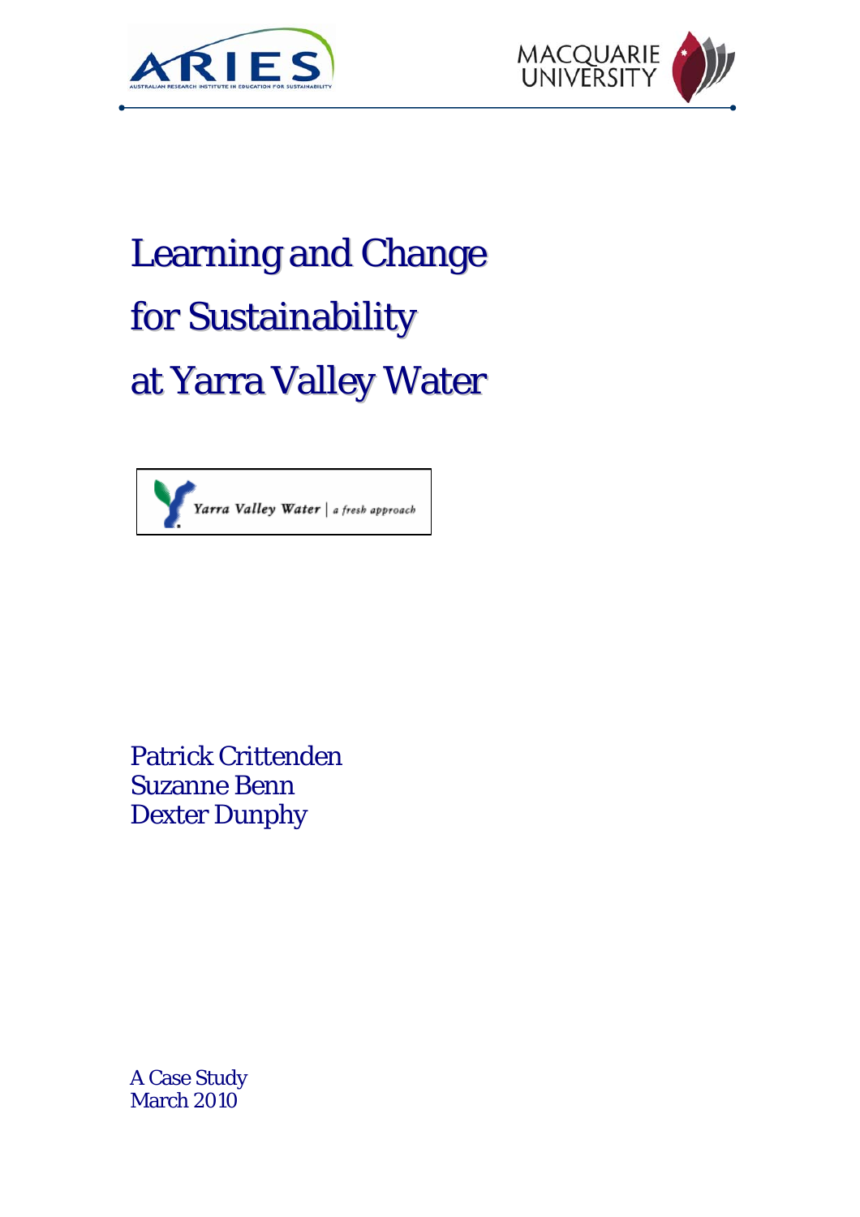# Learning and Change for Sustainability at Yarra Valley Water

Patrick Crittenden
Suzanne Benn
Dexter Dunphy

A Case Study
March 2010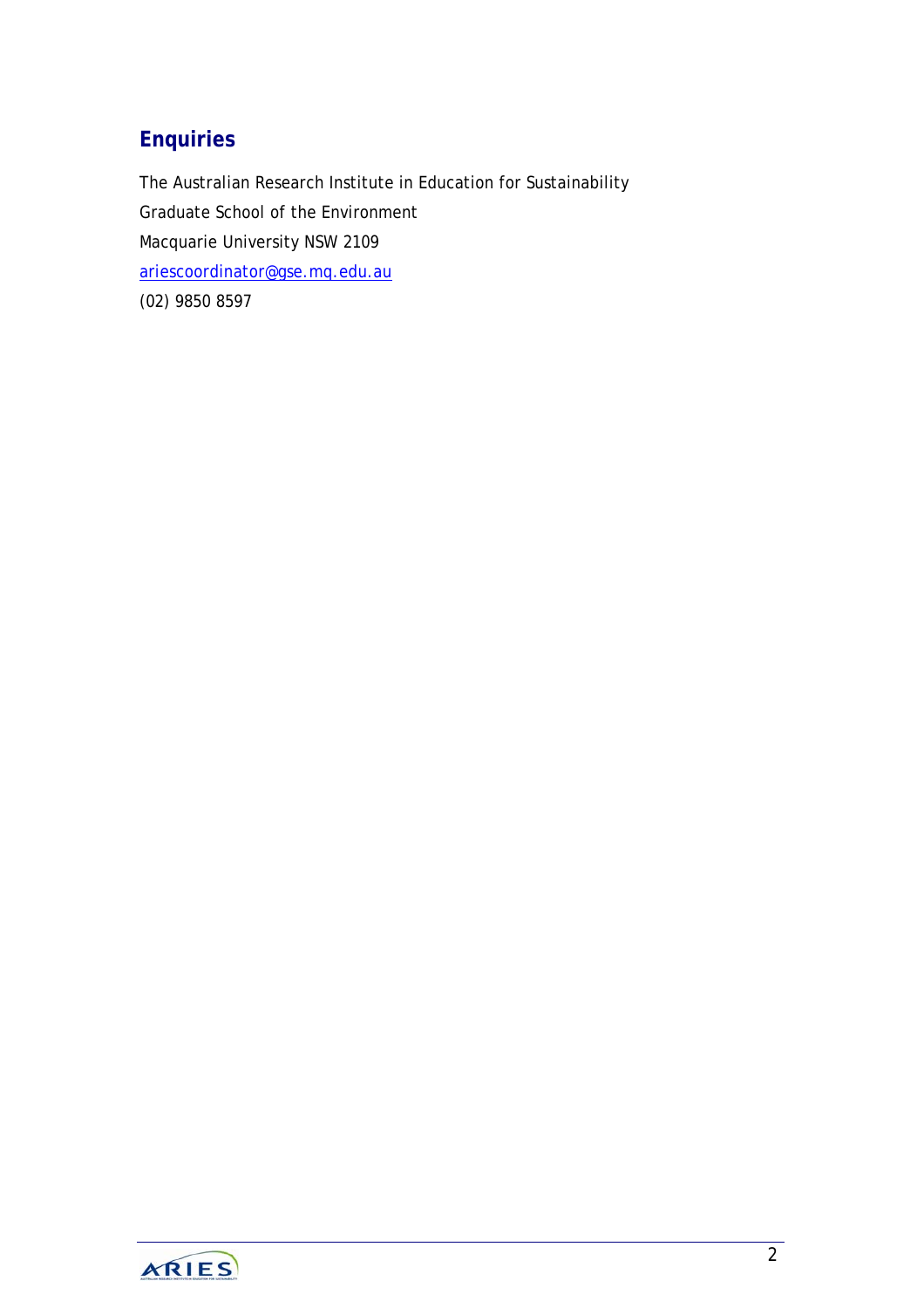## Enquiries

The Australian Research Institute in Education for Sustainability

Graduate School of the Environment

Macquarie University NSW 2109

ariescoordinator@gse.mq.edu.au

(02) 9850 8597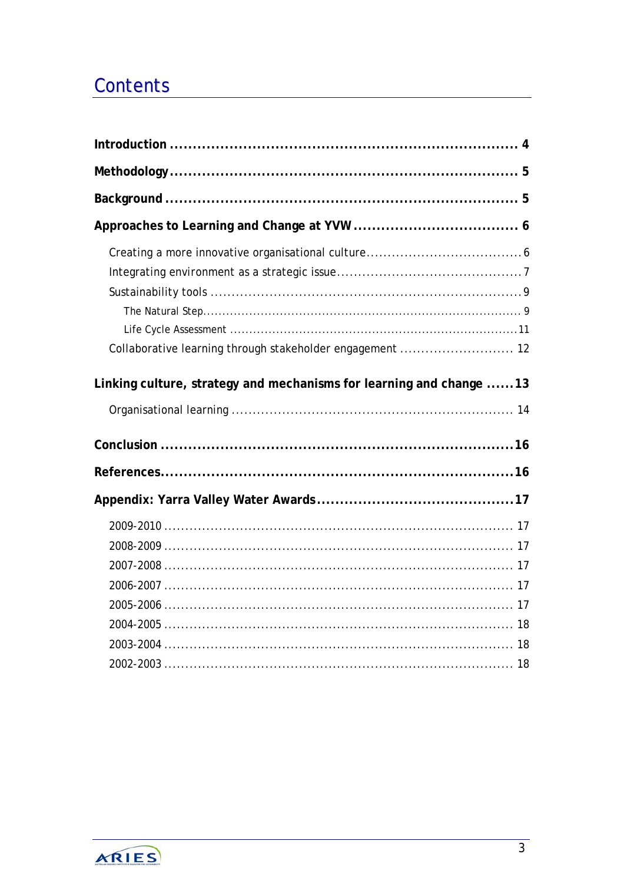# Contents

**Introduction** ........................................................................ **4**

**Methodology** ........................................................................ **5**

**Background** ........................................................................ **5**

**Approaches to Learning and Change at YVW** .................................... **6**

- Creating a more innovative organisational culture .................................... 6
- Integrating environment as a strategic issue .................................... 7
- Sustainability tools .................................... 9
  - The Natural Step .................................... 9
  - Life Cycle Assessment .................................... 11
- Collaborative learning through stakeholder engagement .................................... 12

**Linking culture, strategy and mechanisms for learning and change** ...... **13**

- Organisational learning .................................... 14

**Conclusion** ........................................................................ **16**

**References** ........................................................................ **16**

**Appendix: Yarra Valley Water Awards** ........................................ **17**

- 2009-2010 .................................... 17
- 2008-2009 .................................... 17
- 2007-2008 .................................... 17
- 2006-2007 .................................... 17
- 2005-2006 .................................... 17
- 2004-2005 .................................... 18
- 2003-2004 .................................... 18
- 2002-2003 .................................... 18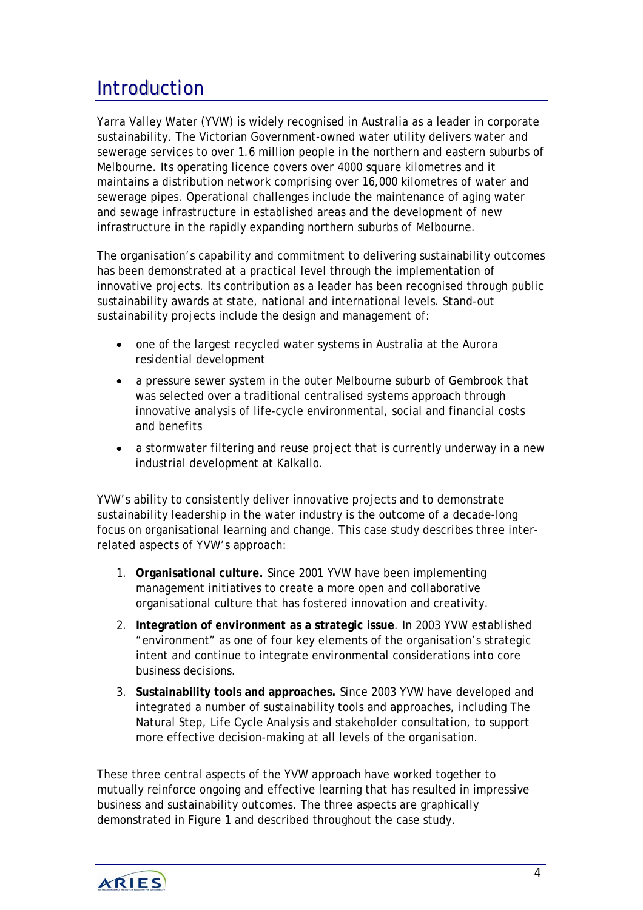# Introduction

Yarra Valley Water (YVW) is widely recognised in Australia as a leader in corporate sustainability. The Victorian Government-owned water utility delivers water and sewerage services to over 1.6 million people in the northern and eastern suburbs of Melbourne. Its operating licence covers over 4000 square kilometres and it maintains a distribution network comprising over 16,000 kilometres of water and sewerage pipes. Operational challenges include the maintenance of aging water and sewage infrastructure in established areas and the development of new infrastructure in the rapidly expanding northern suburbs of Melbourne.

The organisation's capability and commitment to delivering sustainability outcomes has been demonstrated at a practical level through the implementation of innovative projects. Its contribution as a leader has been recognised through public sustainability awards at state, national and international levels. Stand-out sustainability projects include the design and management of:

- one of the largest recycled water systems in Australia at the Aurora residential development
- a pressure sewer system in the outer Melbourne suburb of Gembrook that was selected over a traditional centralised systems approach through innovative analysis of life-cycle environmental, social and financial costs and benefits
- a stormwater filtering and reuse project that is currently underway in a new industrial development at Kalkallo.

YVW's ability to consistently deliver innovative projects and to demonstrate sustainability leadership in the water industry is the outcome of a decade-long focus on organisational learning and change. This case study describes three inter-related aspects of YVW's approach:

1. **Organisational culture.** Since 2001 YVW have been implementing management initiatives to create a more open and collaborative organisational culture that has fostered innovation and creativity.
2. **Integration of environment as a strategic issue**. In 2003 YVW established "environment" as one of four key elements of the organisation's strategic intent and continue to integrate environmental considerations into core business decisions.
3. **Sustainability tools and approaches.** Since 2003 YVW have developed and integrated a number of sustainability tools and approaches, including The Natural Step, Life Cycle Analysis and stakeholder consultation, to support more effective decision-making at all levels of the organisation.

These three central aspects of the YVW approach have worked together to mutually reinforce ongoing and effective learning that has resulted in impressive business and sustainability outcomes. The three aspects are graphically demonstrated in Figure 1 and described throughout the case study.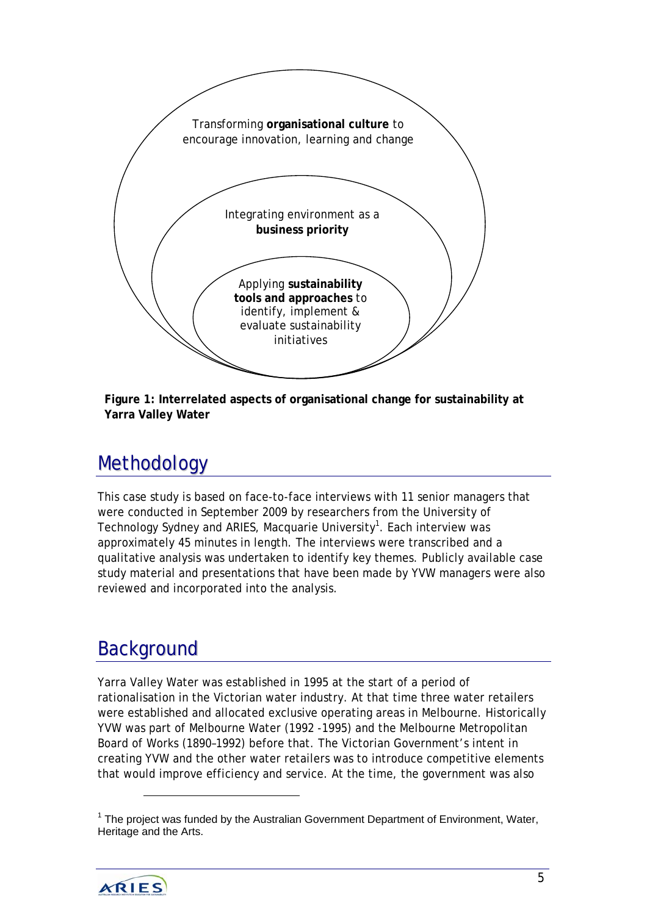Transforming **organisational culture** to encourage innovation, learning and change

Integrating environment as a **business priority**

Applying **sustainability tools and approaches** to identify, implement & evaluate sustainability initiatives

**Figure 1: Interrelated aspects of organisational change for sustainability at Yarra Valley Water**

## Methodology

This case study is based on face-to-face interviews with 11 senior managers that were conducted in September 2009 by researchers from the University of Technology Sydney and ARIES, Macquarie University[1]. Each interview was approximately 45 minutes in length. The interviews were transcribed and a qualitative analysis was undertaken to identify key themes. Publicly available case study material and presentations that have been made by YVW managers were also reviewed and incorporated into the analysis.

## Background

Yarra Valley Water was established in 1995 at the start of a period of rationalisation in the Victorian water industry. At that time three water retailers were established and allocated exclusive operating areas in Melbourne. Historically YVW was part of Melbourne Water (1992 -1995) and the Melbourne Metropolitan Board of Works (1890–1992) before that. The Victorian Government's intent in creating YVW and the other water retailers was to introduce competitive elements that would improve efficiency and service. At the time, the government was also

[1] The project was funded by the Australian Government Department of Environment, Water, Heritage and the Arts.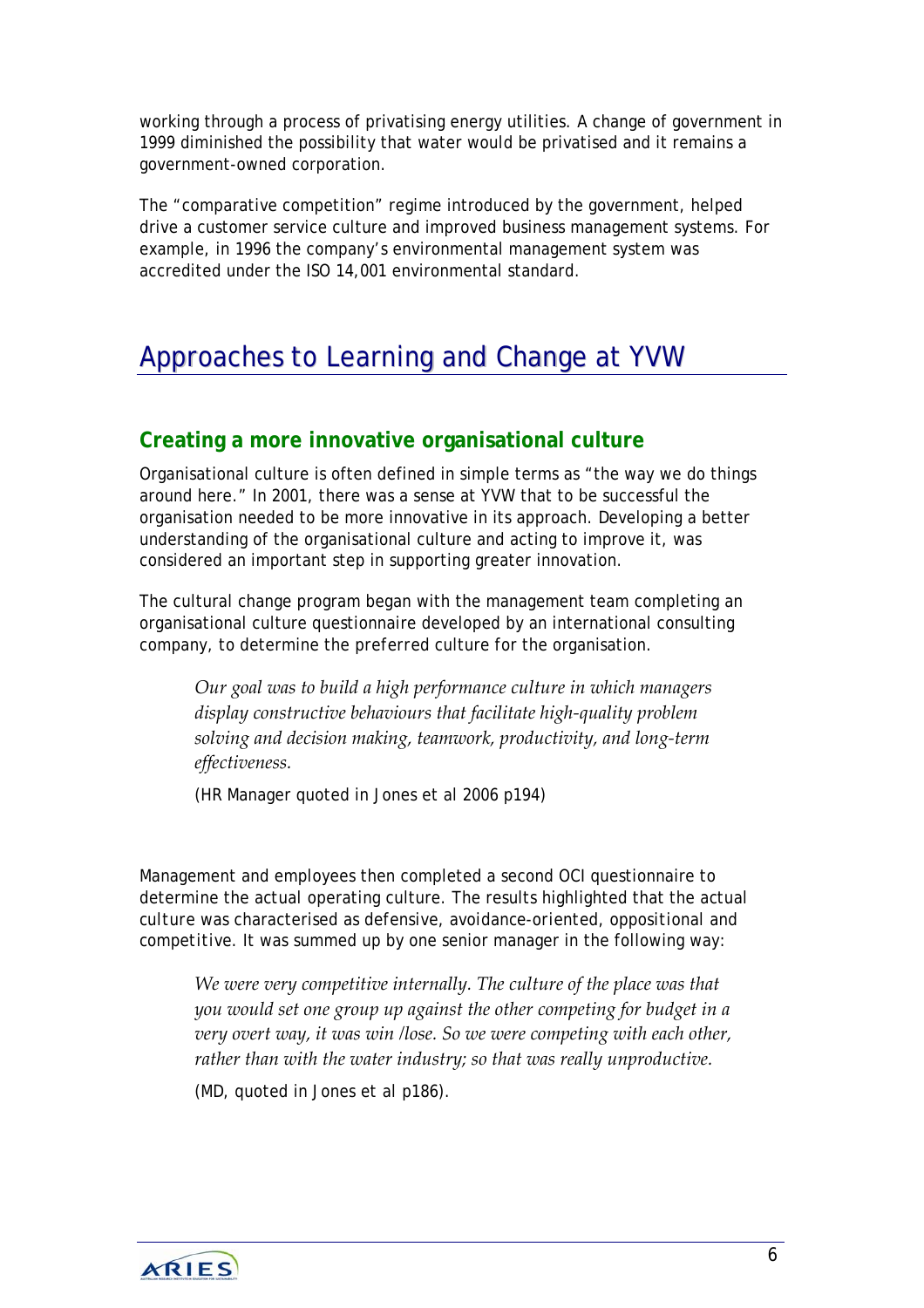working through a process of privatising energy utilities. A change of government in 1999 diminished the possibility that water would be privatised and it remains a government-owned corporation.

The "comparative competition" regime introduced by the government, helped drive a customer service culture and improved business management systems. For example, in 1996 the company's environmental management system was accredited under the ISO 14,001 environmental standard.

# Approaches to Learning and Change at YVW

## Creating a more innovative organisational culture

Organisational culture is often defined in simple terms as "the way we do things around here." In 2001, there was a sense at YVW that to be successful the organisation needed to be more innovative in its approach. Developing a better understanding of the organisational culture and acting to improve it, was considered an important step in supporting greater innovation.

The cultural change program began with the management team completing an organisational culture questionnaire developed by an international consulting company, to determine the preferred culture for the organisation.

> *Our goal was to build a high performance culture in which managers display constructive behaviours that facilitate high-quality problem solving and decision making, teamwork, productivity, and long-term effectiveness.*
>
> (HR Manager quoted in Jones et al 2006 p194)

Management and employees then completed a second OCI questionnaire to determine the actual operating culture. The results highlighted that the actual culture was characterised as defensive, avoidance-oriented, oppositional and competitive. It was summed up by one senior manager in the following way:

> *We were very competitive internally. The culture of the place was that you would set one group up against the other competing for budget in a very overt way, it was win /lose. So we were competing with each other, rather than with the water industry; so that was really unproductive.*
>
> (MD, quoted in Jones et al p186).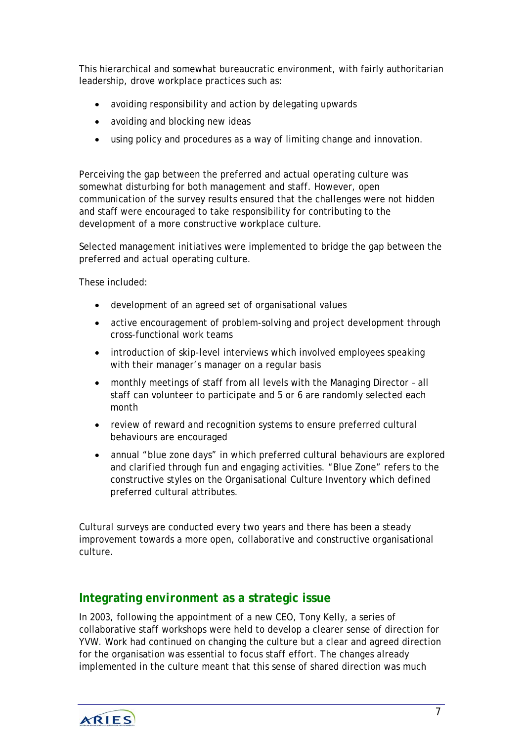This hierarchical and somewhat bureaucratic environment, with fairly authoritarian leadership, drove workplace practices such as:

- avoiding responsibility and action by delegating upwards
- avoiding and blocking new ideas
- using policy and procedures as a way of limiting change and innovation.

Perceiving the gap between the preferred and actual operating culture was somewhat disturbing for both management and staff. However, open communication of the survey results ensured that the challenges were not hidden and staff were encouraged to take responsibility for contributing to the development of a more constructive workplace culture.

Selected management initiatives were implemented to bridge the gap between the preferred and actual operating culture.

These included:

- development of an agreed set of organisational values
- active encouragement of problem-solving and project development through cross-functional work teams
- introduction of skip-level interviews which involved employees speaking with their manager's manager on a regular basis
- monthly meetings of staff from all levels with the Managing Director – all staff can volunteer to participate and 5 or 6 are randomly selected each month
- review of reward and recognition systems to ensure preferred cultural behaviours are encouraged
- annual "blue zone days" in which preferred cultural behaviours are explored and clarified through fun and engaging activities. "Blue Zone" refers to the constructive styles on the Organisational Culture Inventory which defined preferred cultural attributes.

Cultural surveys are conducted every two years and there has been a steady improvement towards a more open, collaborative and constructive organisational culture.

## Integrating environment as a strategic issue

In 2003, following the appointment of a new CEO, Tony Kelly, a series of collaborative staff workshops were held to develop a clearer sense of direction for YVW. Work had continued on changing the culture but a clear and agreed direction for the organisation was essential to focus staff effort. The changes already implemented in the culture meant that this sense of shared direction was much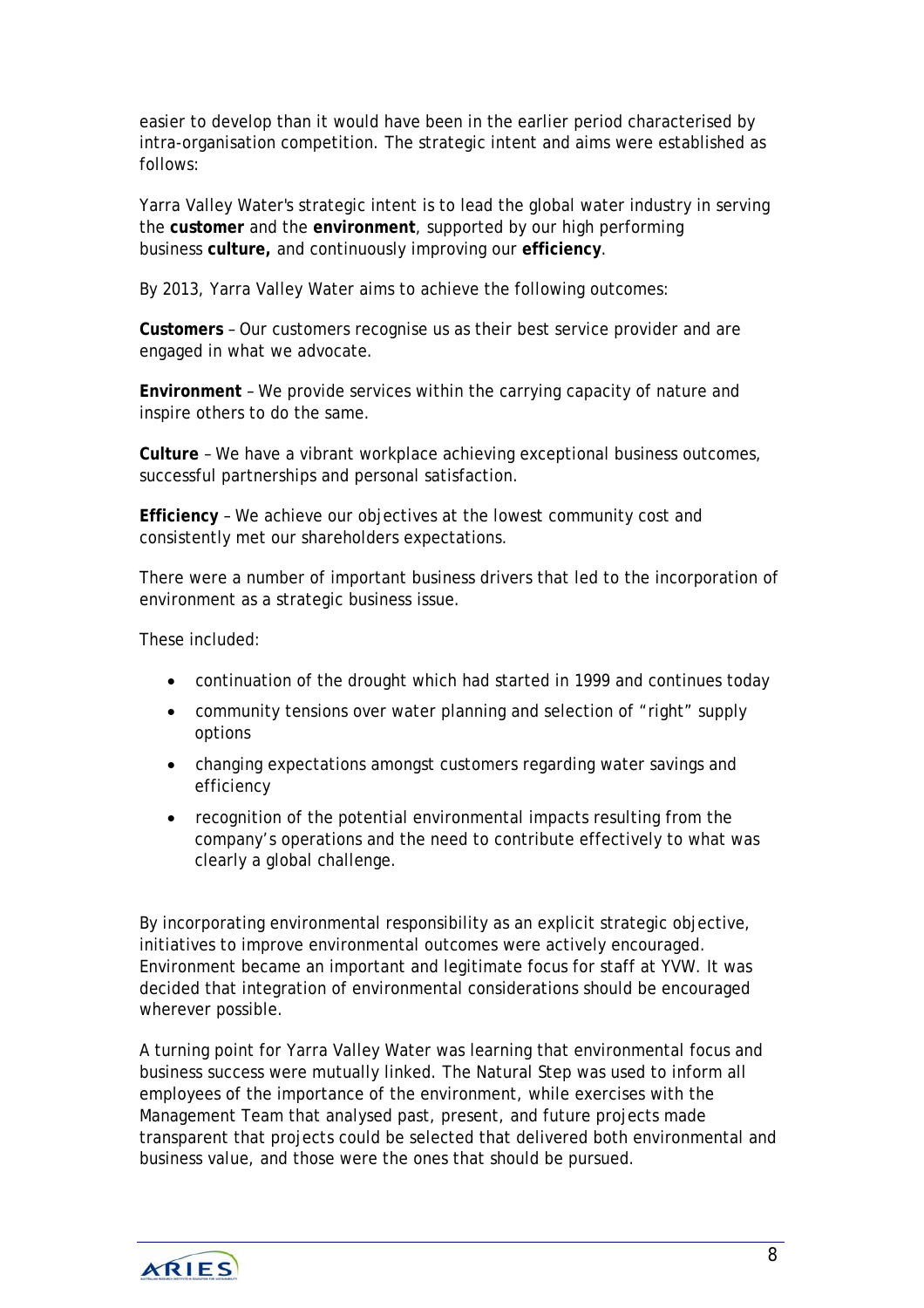easier to develop than it would have been in the earlier period characterised by intra-organisation competition. The strategic intent and aims were established as follows:

Yarra Valley Water's strategic intent is to lead the global water industry in serving the **customer** and the **environment**, supported by our high performing business **culture,** and continuously improving our **efficiency**.

By 2013, Yarra Valley Water aims to achieve the following outcomes:

**Customers** – Our customers recognise us as their best service provider and are engaged in what we advocate.

**Environment** – We provide services within the carrying capacity of nature and inspire others to do the same.

**Culture** – We have a vibrant workplace achieving exceptional business outcomes, successful partnerships and personal satisfaction.

**Efficiency** – We achieve our objectives at the lowest community cost and consistently met our shareholders expectations.

There were a number of important business drivers that led to the incorporation of environment as a strategic business issue.

These included:

- continuation of the drought which had started in 1999 and continues today
- community tensions over water planning and selection of "right" supply options
- changing expectations amongst customers regarding water savings and efficiency
- recognition of the potential environmental impacts resulting from the company's operations and the need to contribute effectively to what was clearly a global challenge.

By incorporating environmental responsibility as an explicit strategic objective, initiatives to improve environmental outcomes were actively encouraged. Environment became an important and legitimate focus for staff at YVW. It was decided that integration of environmental considerations should be encouraged wherever possible.

A turning point for Yarra Valley Water was learning that environmental focus and business success were mutually linked. The Natural Step was used to inform all employees of the importance of the environment, while exercises with the Management Team that analysed past, present, and future projects made transparent that projects could be selected that delivered both environmental and business value, and those were the ones that should be pursued.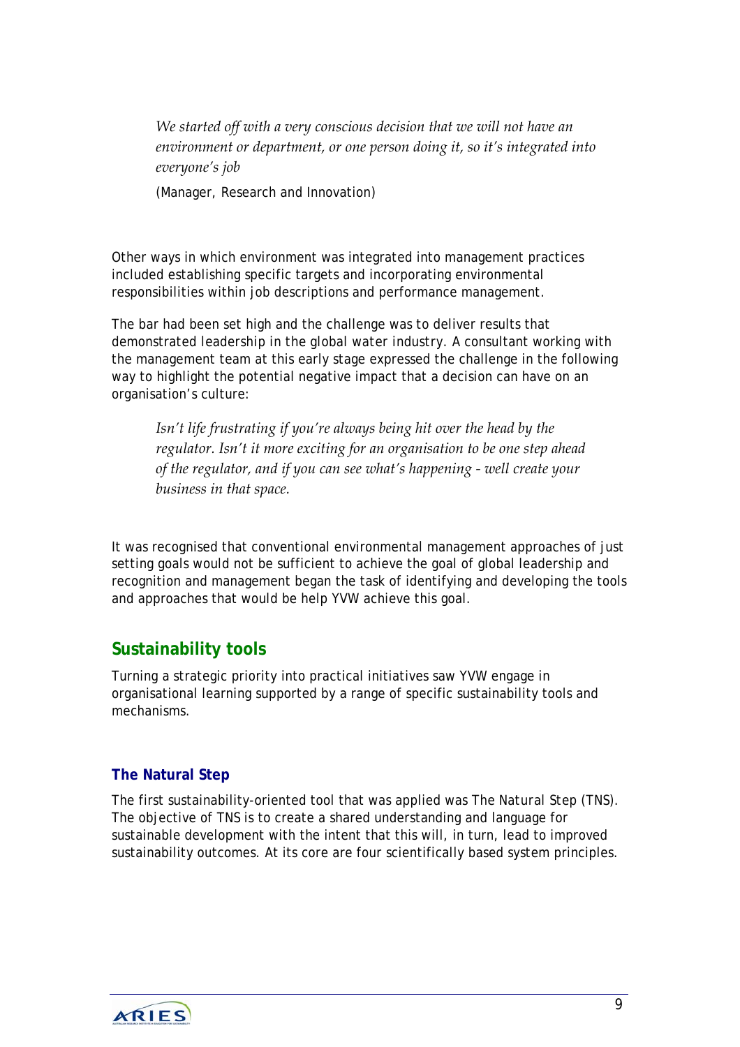> *We started off with a very conscious decision that we will not have an environment or department, or one person doing it, so it's integrated into everyone's job*
>
> (Manager, Research and Innovation)

Other ways in which environment was integrated into management practices included establishing specific targets and incorporating environmental responsibilities within job descriptions and performance management.

The bar had been set high and the challenge was to deliver results that demonstrated leadership in the global water industry. A consultant working with the management team at this early stage expressed the challenge in the following way to highlight the potential negative impact that a decision can have on an organisation's culture:

> *Isn't life frustrating if you're always being hit over the head by the regulator. Isn't it more exciting for an organisation to be one step ahead of the regulator, and if you can see what's happening - well create your business in that space.*

It was recognised that conventional environmental management approaches of just setting goals would not be sufficient to achieve the goal of global leadership and recognition and management began the task of identifying and developing the tools and approaches that would be help YVW achieve this goal.

## Sustainability tools

Turning a strategic priority into practical initiatives saw YVW engage in organisational learning supported by a range of specific sustainability tools and mechanisms.

### The Natural Step

The first sustainability-oriented tool that was applied was The Natural Step (TNS). The objective of TNS is to create a shared understanding and language for sustainable development with the intent that this will, in turn, lead to improved sustainability outcomes. At its core are four scientifically based system principles.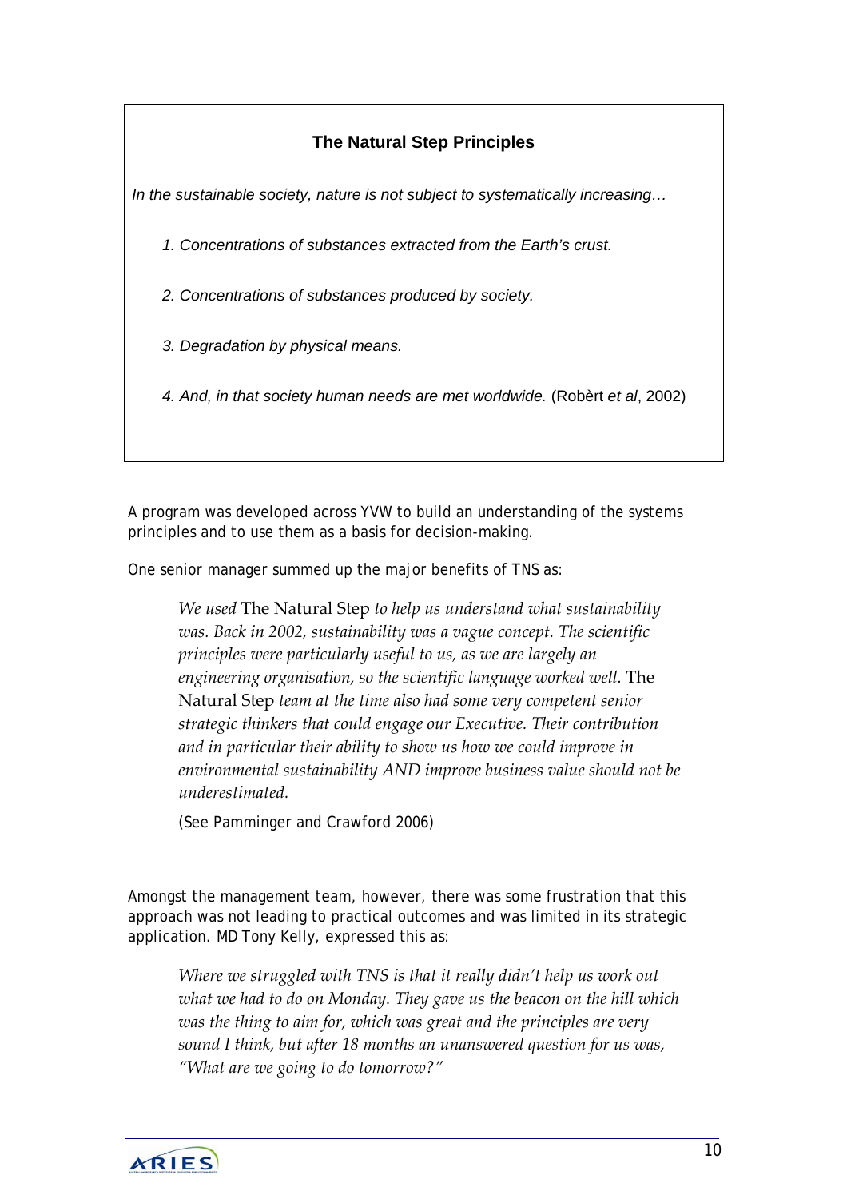### The Natural Step Principles

*In the sustainable society, nature is not subject to systematically increasing…*

1. *Concentrations of substances extracted from the Earth's crust.*
2. *Concentrations of substances produced by society.*
3. *Degradation by physical means.*
4. *And, in that society human needs are met worldwide.* (Robèrt *et al*, 2002)

A program was developed across YVW to build an understanding of the systems principles and to use them as a basis for decision-making.

One senior manager summed up the major benefits of TNS as:

> *We used* The Natural Step *to help us understand what sustainability was. Back in 2002, sustainability was a vague concept. The scientific principles were particularly useful to us, as we are largely an engineering organisation, so the scientific language worked well.* The Natural Step *team at the time also had some very competent senior strategic thinkers that could engage our Executive. Their contribution and in particular their ability to show us how we could improve in environmental sustainability AND improve business value should not be underestimated.*
>
> (See Pamminger and Crawford 2006)

Amongst the management team, however, there was some frustration that this approach was not leading to practical outcomes and was limited in its strategic application. MD Tony Kelly, expressed this as:

> *Where we struggled with TNS is that it really didn't help us work out what we had to do on Monday. They gave us the beacon on the hill which was the thing to aim for, which was great and the principles are very sound I think, but after 18 months an unanswered question for us was, "What are we going to do tomorrow?"*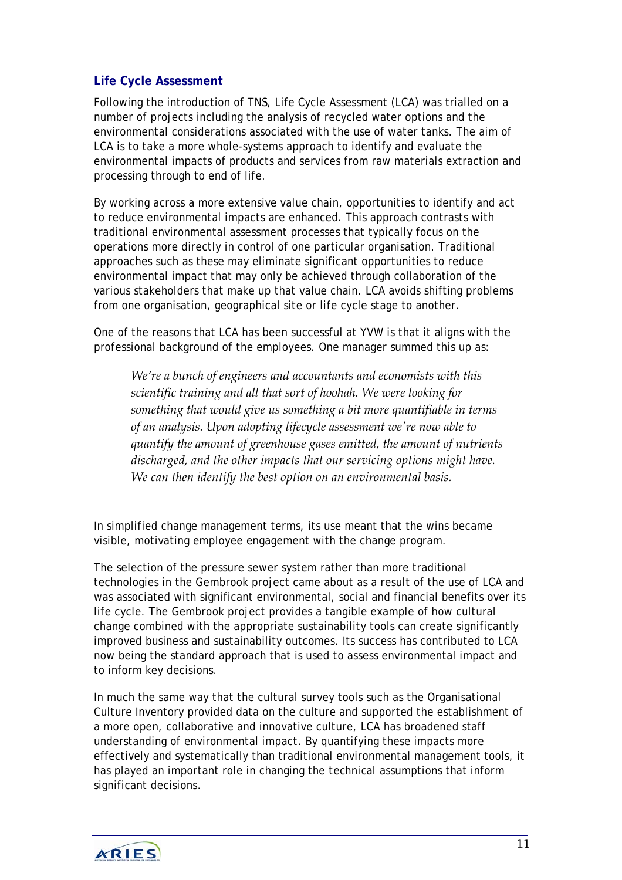### Life Cycle Assessment

Following the introduction of TNS, Life Cycle Assessment (LCA) was trialled on a number of projects including the analysis of recycled water options and the environmental considerations associated with the use of water tanks. The aim of LCA is to take a more whole-systems approach to identify and evaluate the environmental impacts of products and services from raw materials extraction and processing through to end of life.

By working across a more extensive value chain, opportunities to identify and act to reduce environmental impacts are enhanced. This approach contrasts with traditional environmental assessment processes that typically focus on the operations more directly in control of one particular organisation. Traditional approaches such as these may eliminate significant opportunities to reduce environmental impact that may only be achieved through collaboration of the various stakeholders that make up that value chain. LCA avoids shifting problems from one organisation, geographical site or life cycle stage to another.

One of the reasons that LCA has been successful at YVW is that it aligns with the professional background of the employees. One manager summed this up as:

> *We're a bunch of engineers and accountants and economists with this scientific training and all that sort of hoohah. We were looking for something that would give us something a bit more quantifiable in terms of an analysis. Upon adopting lifecycle assessment we're now able to quantify the amount of greenhouse gases emitted, the amount of nutrients discharged, and the other impacts that our servicing options might have. We can then identify the best option on an environmental basis.*

In simplified change management terms, its use meant that the wins became visible, motivating employee engagement with the change program.

The selection of the pressure sewer system rather than more traditional technologies in the Gembrook project came about as a result of the use of LCA and was associated with significant environmental, social and financial benefits over its life cycle. The Gembrook project provides a tangible example of how cultural change combined with the appropriate sustainability tools can create significantly improved business and sustainability outcomes. Its success has contributed to LCA now being the standard approach that is used to assess environmental impact and to inform key decisions.

In much the same way that the cultural survey tools such as the Organisational Culture Inventory provided data on the culture and supported the establishment of a more open, collaborative and innovative culture, LCA has broadened staff understanding of environmental impact. By quantifying these impacts more effectively and systematically than traditional environmental management tools, it has played an important role in changing the technical assumptions that inform significant decisions.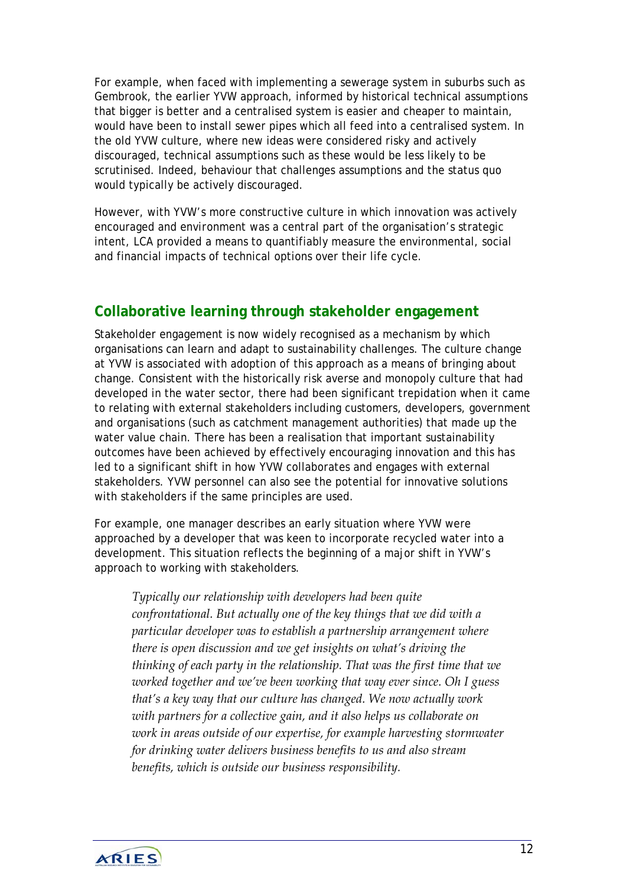For example, when faced with implementing a sewerage system in suburbs such as Gembrook, the earlier YVW approach, informed by historical technical assumptions that bigger is better and a centralised system is easier and cheaper to maintain, would have been to install sewer pipes which all feed into a centralised system. In the old YVW culture, where new ideas were considered risky and actively discouraged, technical assumptions such as these would be less likely to be scrutinised. Indeed, behaviour that challenges assumptions and the status quo would typically be actively discouraged.

However, with YVW's more constructive culture in which innovation was actively encouraged and environment was a central part of the organisation's strategic intent, LCA provided a means to quantifiably measure the environmental, social and financial impacts of technical options over their life cycle.

## Collaborative learning through stakeholder engagement

Stakeholder engagement is now widely recognised as a mechanism by which organisations can learn and adapt to sustainability challenges. The culture change at YVW is associated with adoption of this approach as a means of bringing about change. Consistent with the historically risk averse and monopoly culture that had developed in the water sector, there had been significant trepidation when it came to relating with external stakeholders including customers, developers, government and organisations (such as catchment management authorities) that made up the water value chain. There has been a realisation that important sustainability outcomes have been achieved by effectively encouraging innovation and this has led to a significant shift in how YVW collaborates and engages with external stakeholders. YVW personnel can also see the potential for innovative solutions with stakeholders if the same principles are used.

For example, one manager describes an early situation where YVW were approached by a developer that was keen to incorporate recycled water into a development. This situation reflects the beginning of a major shift in YVW's approach to working with stakeholders.

> *Typically our relationship with developers had been quite confrontational. But actually one of the key things that we did with a particular developer was to establish a partnership arrangement where there is open discussion and we get insights on what's driving the thinking of each party in the relationship. That was the first time that we worked together and we've been working that way ever since. Oh I guess that's a key way that our culture has changed. We now actually work with partners for a collective gain, and it also helps us collaborate on work in areas outside of our expertise, for example harvesting stormwater for drinking water delivers business benefits to us and also stream benefits, which is outside our business responsibility.*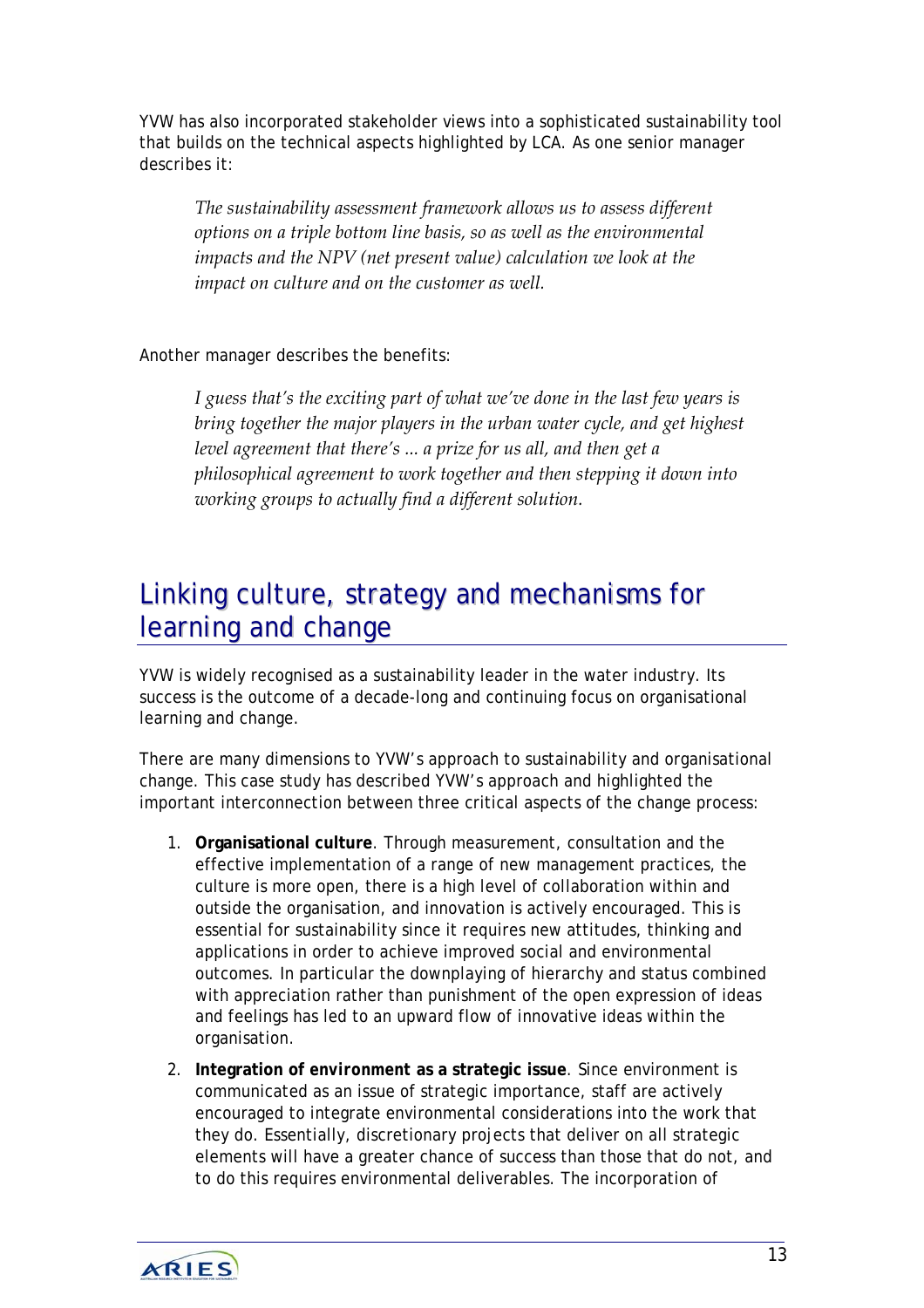YVW has also incorporated stakeholder views into a sophisticated sustainability tool that builds on the technical aspects highlighted by LCA. As one senior manager describes it:

> *The sustainability assessment framework allows us to assess different options on a triple bottom line basis, so as well as the environmental impacts and the NPV (net present value) calculation we look at the impact on culture and on the customer as well.*

Another manager describes the benefits:

> *I guess that's the exciting part of what we've done in the last few years is bring together the major players in the urban water cycle, and get highest level agreement that there's ... a prize for us all, and then get a philosophical agreement to work together and then stepping it down into working groups to actually find a different solution.*

## Linking culture, strategy and mechanisms for learning and change

YVW is widely recognised as a sustainability leader in the water industry. Its success is the outcome of a decade-long and continuing focus on organisational learning and change.

There are many dimensions to YVW's approach to sustainability and organisational change. This case study has described YVW's approach and highlighted the important interconnection between three critical aspects of the change process:

1. **Organisational culture**. Through measurement, consultation and the effective implementation of a range of new management practices, the culture is more open, there is a high level of collaboration within and outside the organisation, and innovation is actively encouraged. This is essential for sustainability since it requires new attitudes, thinking and applications in order to achieve improved social and environmental outcomes. In particular the downplaying of hierarchy and status combined with appreciation rather than punishment of the open expression of ideas and feelings has led to an upward flow of innovative ideas within the organisation.
2. **Integration of environment as a strategic issue**. Since environment is communicated as an issue of strategic importance, staff are actively encouraged to integrate environmental considerations into the work that they do. Essentially, discretionary projects that deliver on all strategic elements will have a greater chance of success than those that do not, and to do this requires environmental deliverables. The incorporation of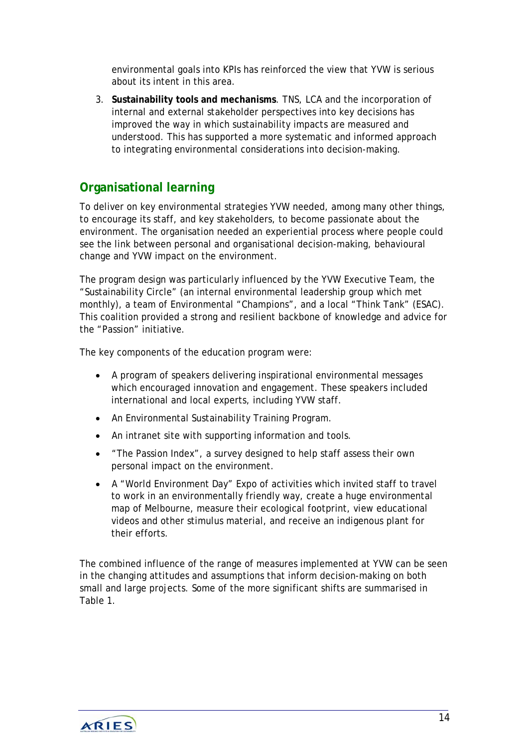environmental goals into KPIs has reinforced the view that YVW is serious about its intent in this area.

3. **Sustainability tools and mechanisms**. TNS, LCA and the incorporation of internal and external stakeholder perspectives into key decisions has improved the way in which sustainability impacts are measured and understood. This has supported a more systematic and informed approach to integrating environmental considerations into decision-making.

## Organisational learning

To deliver on key environmental strategies YVW needed, among many other things, to encourage its staff, and key stakeholders, to become passionate about the environment. The organisation needed an experiential process where people could see the link between personal and organisational decision-making, behavioural change and YVW impact on the environment.

The program design was particularly influenced by the YVW Executive Team, the "Sustainability Circle" (an internal environmental leadership group which met monthly), a team of Environmental "Champions", and a local "Think Tank" (ESAC). This coalition provided a strong and resilient backbone of knowledge and advice for the "Passion" initiative.

The key components of the education program were:

- A program of speakers delivering inspirational environmental messages which encouraged innovation and engagement. These speakers included international and local experts, including YVW staff.
- An Environmental Sustainability Training Program.
- An intranet site with supporting information and tools.
- "The Passion Index", a survey designed to help staff assess their own personal impact on the environment.
- A "World Environment Day" Expo of activities which invited staff to travel to work in an environmentally friendly way, create a huge environmental map of Melbourne, measure their ecological footprint, view educational videos and other stimulus material, and receive an indigenous plant for their efforts.

The combined influence of the range of measures implemented at YVW can be seen in the changing attitudes and assumptions that inform decision-making on both small and large projects. Some of the more significant shifts are summarised in Table 1.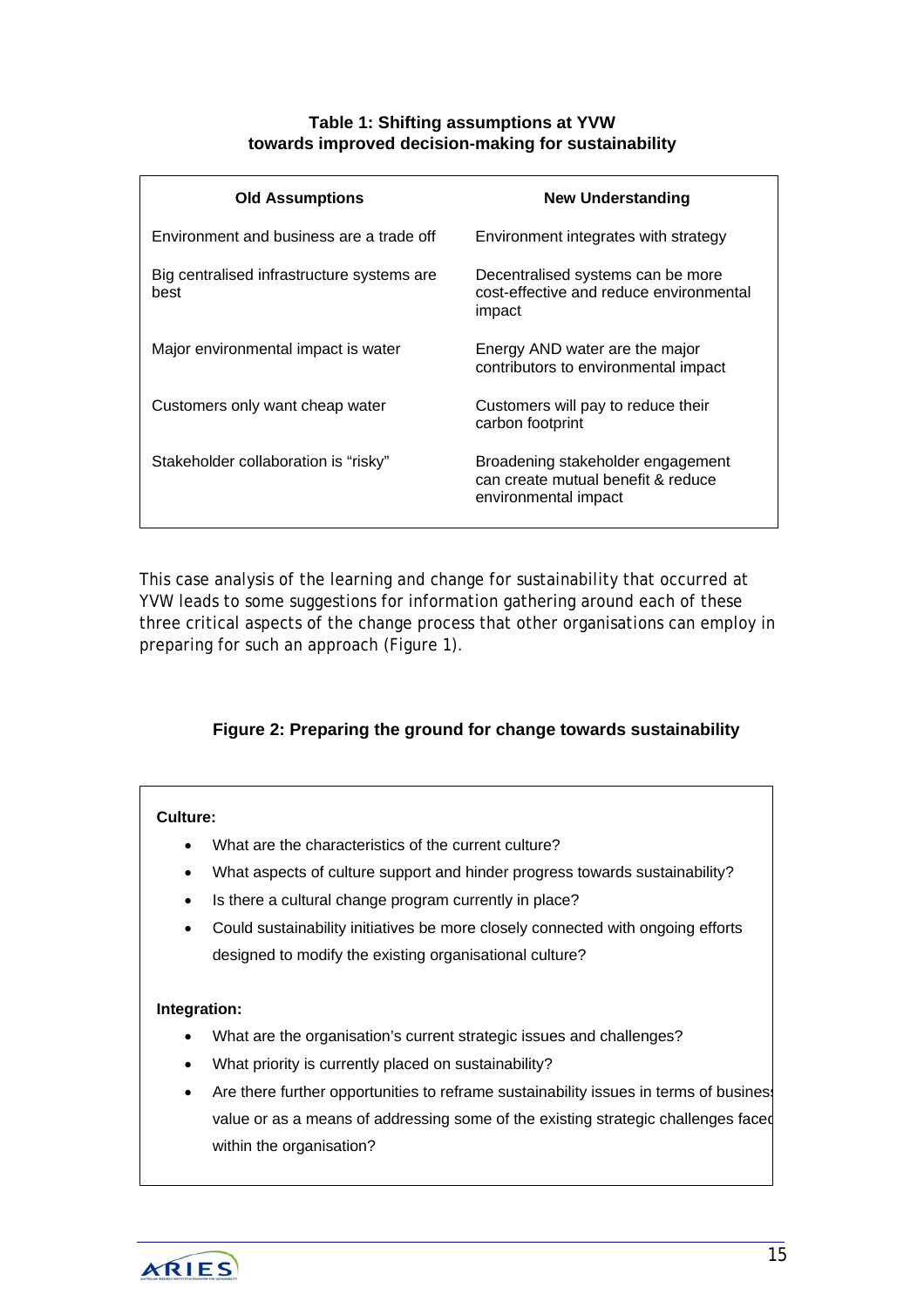**Table 1: Shifting assumptions at YVW towards improved decision-making for sustainability**

| Old Assumptions | New Understanding |
| --- | --- |
| Environment and business are a trade off | Environment integrates with strategy |
| Big centralised infrastructure systems are best | Decentralised systems can be more cost-effective and reduce environmental impact |
| Major environmental impact is water | Energy AND water are the major contributors to environmental impact |
| Customers only want cheap water | Customers will pay to reduce their carbon footprint |
| Stakeholder collaboration is "risky" | Broadening stakeholder engagement can create mutual benefit & reduce environmental impact |

This case analysis of the learning and change for sustainability that occurred at YVW leads to some suggestions for information gathering around each of these three critical aspects of the change process that other organisations can employ in preparing for such an approach (Figure 1).

**Figure 2: Preparing the ground for change towards sustainability**

**Culture:**

- What are the characteristics of the current culture?
- What aspects of culture support and hinder progress towards sustainability?
- Is there a cultural change program currently in place?
- Could sustainability initiatives be more closely connected with ongoing efforts designed to modify the existing organisational culture?

**Integration:**

- What are the organisation's current strategic issues and challenges?
- What priority is currently placed on sustainability?
- Are there further opportunities to reframe sustainability issues in terms of business value or as a means of addressing some of the existing strategic challenges faced within the organisation?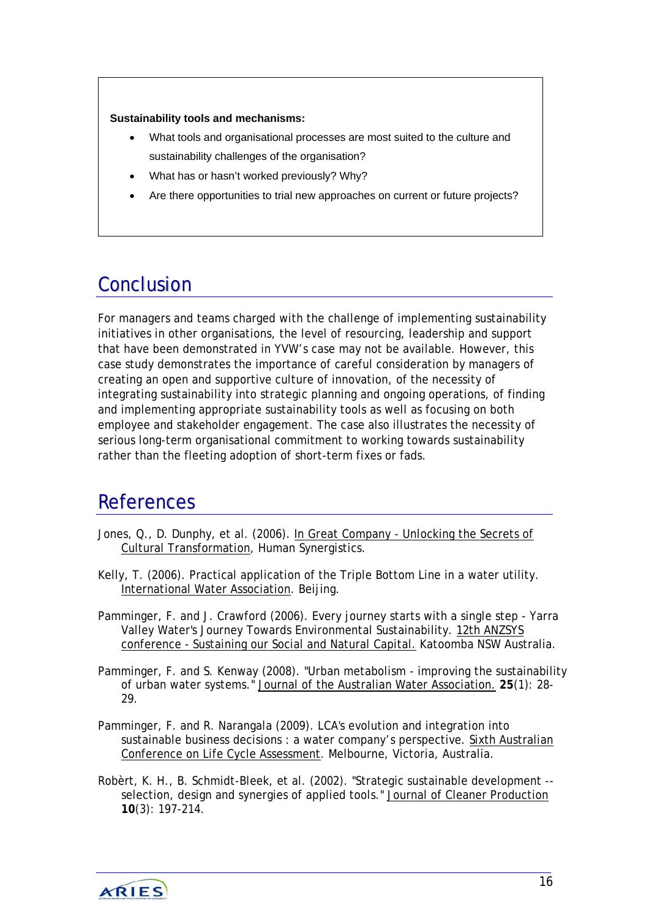**Sustainability tools and mechanisms:**

- What tools and organisational processes are most suited to the culture and sustainability challenges of the organisation?
- What has or hasn't worked previously? Why?
- Are there opportunities to trial new approaches on current or future projects?

## Conclusion

For managers and teams charged with the challenge of implementing sustainability initiatives in other organisations, the level of resourcing, leadership and support that have been demonstrated in YVW's case may not be available. However, this case study demonstrates the importance of careful consideration by managers of creating an open and supportive culture of innovation, of the necessity of integrating sustainability into strategic planning and ongoing operations, of finding and implementing appropriate sustainability tools as well as focusing on both employee and stakeholder engagement. The case also illustrates the necessity of serious long-term organisational commitment to working towards sustainability rather than the fleeting adoption of short-term fixes or fads.

## References

Jones, Q., D. Dunphy, et al. (2006). In Great Company - Unlocking the Secrets of Cultural Transformation, Human Synergistics.

Kelly, T. (2006). Practical application of the Triple Bottom Line in a water utility. International Water Association. Beijing.

Pamminger, F. and J. Crawford (2006). Every journey starts with a single step - Yarra Valley Water's Journey Towards Environmental Sustainability. 12th ANZSYS conference - Sustaining our Social and Natural Capital. Katoomba NSW Australia.

Pamminger, F. and S. Kenway (2008). "Urban metabolism - improving the sustainability of urban water systems." Journal of the Australian Water Association. **25**(1): 28-29.

Pamminger, F. and R. Narangala (2009). LCA's evolution and integration into sustainable business decisions : a water company's perspective. Sixth Australian Conference on Life Cycle Assessment. Melbourne, Victoria, Australia.

Robèrt, K. H., B. Schmidt-Bleek, et al. (2002). "Strategic sustainable development -- selection, design and synergies of applied tools." Journal of Cleaner Production **10**(3): 197-214.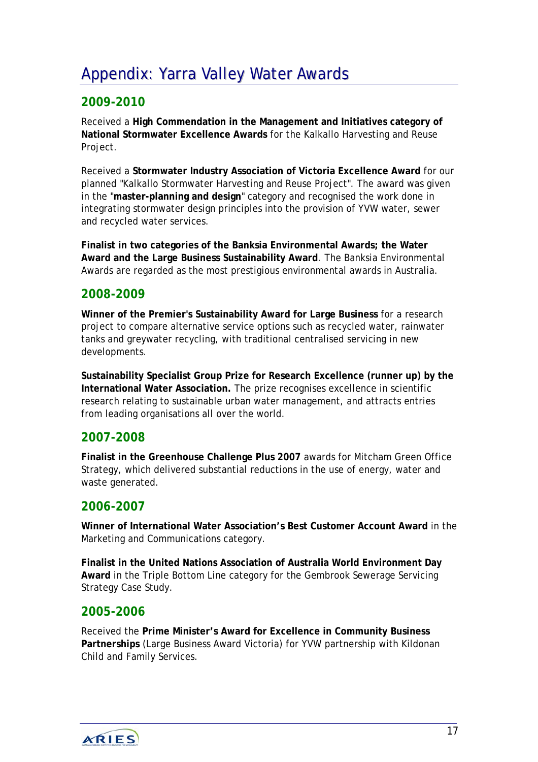# Appendix: Yarra Valley Water Awards

## 2009-2010

Received a **High Commendation in the Management and Initiatives category of National Stormwater Excellence Awards** for the Kalkallo Harvesting and Reuse Project.

Received a **Stormwater Industry Association of Victoria Excellence Award** for our planned "Kalkallo Stormwater Harvesting and Reuse Project". The award was given in the "**master-planning and design**" category and recognised the work done in integrating stormwater design principles into the provision of YVW water, sewer and recycled water services.

**Finalist in two categories of the Banksia Environmental Awards; the Water Award and the Large Business Sustainability Award**. The Banksia Environmental Awards are regarded as the most prestigious environmental awards in Australia.

## 2008-2009

**Winner of the Premier's Sustainability Award for Large Business** for a research project to compare alternative service options such as recycled water, rainwater tanks and greywater recycling, with traditional centralised servicing in new developments.

**Sustainability Specialist Group Prize for Research Excellence (runner up) by the International Water Association.** The prize recognises excellence in scientific research relating to sustainable urban water management, and attracts entries from leading organisations all over the world.

## 2007-2008

**Finalist in the Greenhouse Challenge Plus 2007** awards for Mitcham Green Office Strategy, which delivered substantial reductions in the use of energy, water and waste generated.

## 2006-2007

**Winner of International Water Association's Best Customer Account Award** in the Marketing and Communications category.

**Finalist in the United Nations Association of Australia World Environment Day Award** in the Triple Bottom Line category for the Gembrook Sewerage Servicing Strategy Case Study.

## 2005-2006

Received the **Prime Minister's Award for Excellence in Community Business Partnerships** (Large Business Award Victoria) for YVW partnership with Kildonan Child and Family Services.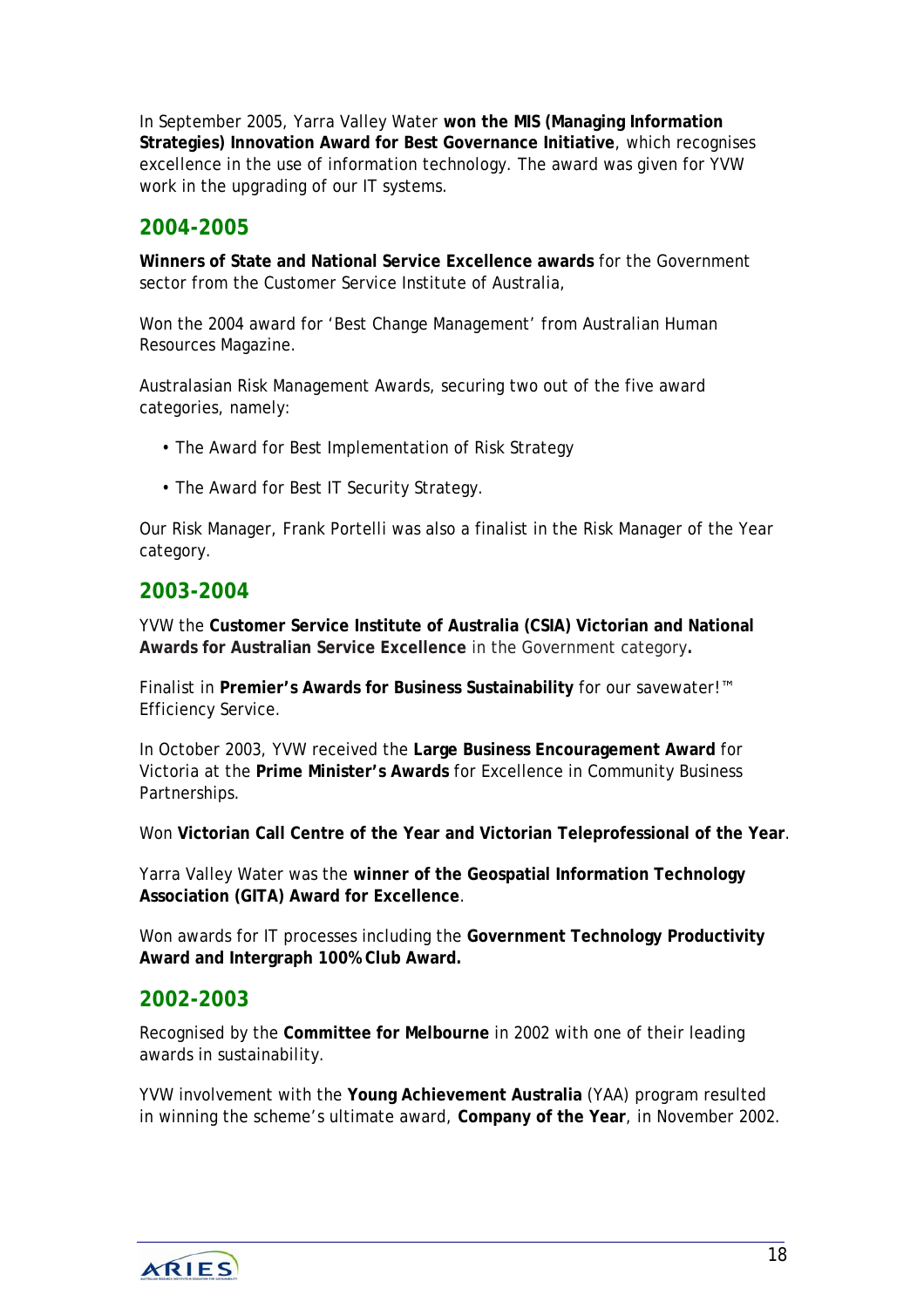In September 2005, Yarra Valley Water **won the MIS (Managing Information Strategies) Innovation Award for Best Governance Initiative**, which recognises excellence in the use of information technology. The award was given for YVW work in the upgrading of our IT systems.

## 2004-2005

**Winners of State and National Service Excellence awards** for the Government sector from the Customer Service Institute of Australia,

Won the 2004 award for 'Best Change Management' from Australian Human Resources Magazine.

Australasian Risk Management Awards, securing two out of the five award categories, namely:

- The Award for Best Implementation of Risk Strategy
- The Award for Best IT Security Strategy.

Our Risk Manager, Frank Portelli was also a finalist in the Risk Manager of the Year category.

## 2003-2004

YVW the **Customer Service Institute of Australia (CSIA) Victorian and National Awards for Australian Service Excellence** in the Government category**.**

Finalist in **Premier's Awards for Business Sustainability** for our savewater!™ Efficiency Service.

In October 2003, YVW received the **Large Business Encouragement Award** for Victoria at the **Prime Minister's Awards** for Excellence in Community Business Partnerships.

Won **Victorian Call Centre of the Year and Victorian Teleprofessional of the Year**.

Yarra Valley Water was the **winner of the Geospatial Information Technology Association (GITA) Award for Excellence**.

Won awards for IT processes including the **Government Technology Productivity Award and Intergraph 100% Club Award.**

## 2002-2003

Recognised by the **Committee for Melbourne** in 2002 with one of their leading awards in sustainability.

YVW involvement with the **Young Achievement Australia** (YAA) program resulted in winning the scheme's ultimate award, **Company of the Year**, in November 2002.